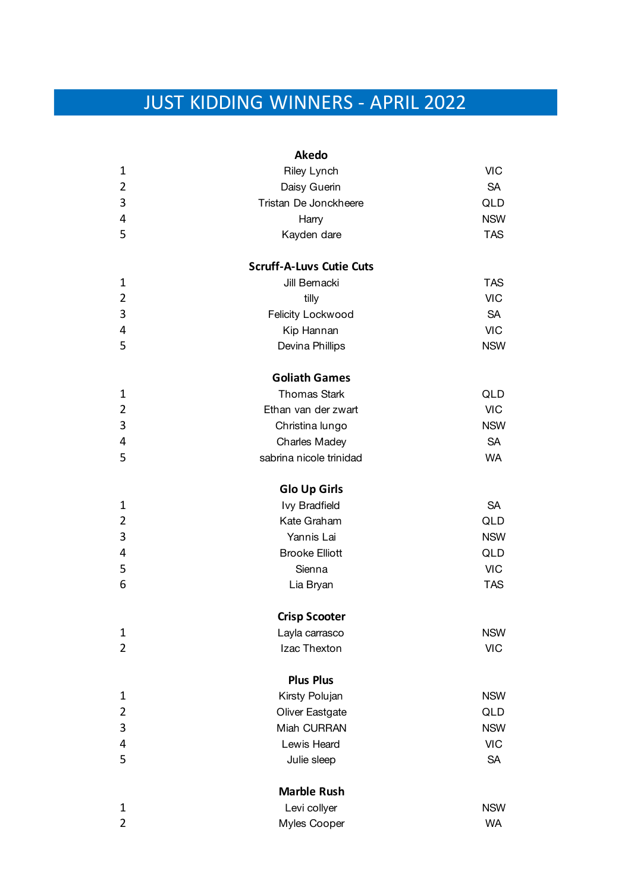# JUST KIDDING WINNERS - APRIL 2022

### Akedo

| | | |
|---|---|---|
| 1 | Riley Lynch | VIC |
| 2 | Daisy Guerin | SA |
| 3 | Tristan De Jonckheere | QLD |
| 4 | Harry | NSW |
| 5 | Kayden dare | TAS |

### Scruff-A-Luvs Cutie Cuts

| | | |
|---|---|---|
| 1 | Jill Bernacki | TAS |
| 2 | tilly | VIC |
| 3 | Felicity Lockwood | SA |
| 4 | Kip Hannan | VIC |
| 5 | Devina Phillips | NSW |

### Goliath Games

| | | |
|---|---|---|
| 1 | Thomas Stark | QLD |
| 2 | Ethan van der zwart | VIC |
| 3 | Christina lungo | NSW |
| 4 | Charles Madey | SA |
| 5 | sabrina nicole trinidad | WA |

### Glo Up Girls

| | | |
|---|---|---|
| 1 | Ivy Bradfield | SA |
| 2 | Kate Graham | QLD |
| 3 | Yannis Lai | NSW |
| 4 | Brooke Elliott | QLD |
| 5 | Sienna | VIC |
| 6 | Lia Bryan | TAS |

### Crisp Scooter

| | | |
|---|---|---|
| 1 | Layla carrasco | NSW |
| 2 | Izac Thexton | VIC |

### Plus Plus

| | | |
|---|---|---|
| 1 | Kirsty Polujan | NSW |
| 2 | Oliver Eastgate | QLD |
| 3 | Miah CURRAN | NSW |
| 4 | Lewis Heard | VIC |
| 5 | Julie sleep | SA |

### Marble Rush

| | | |
|---|---|---|
| 1 | Levi collyer | NSW |
| 2 | Myles Cooper | WA |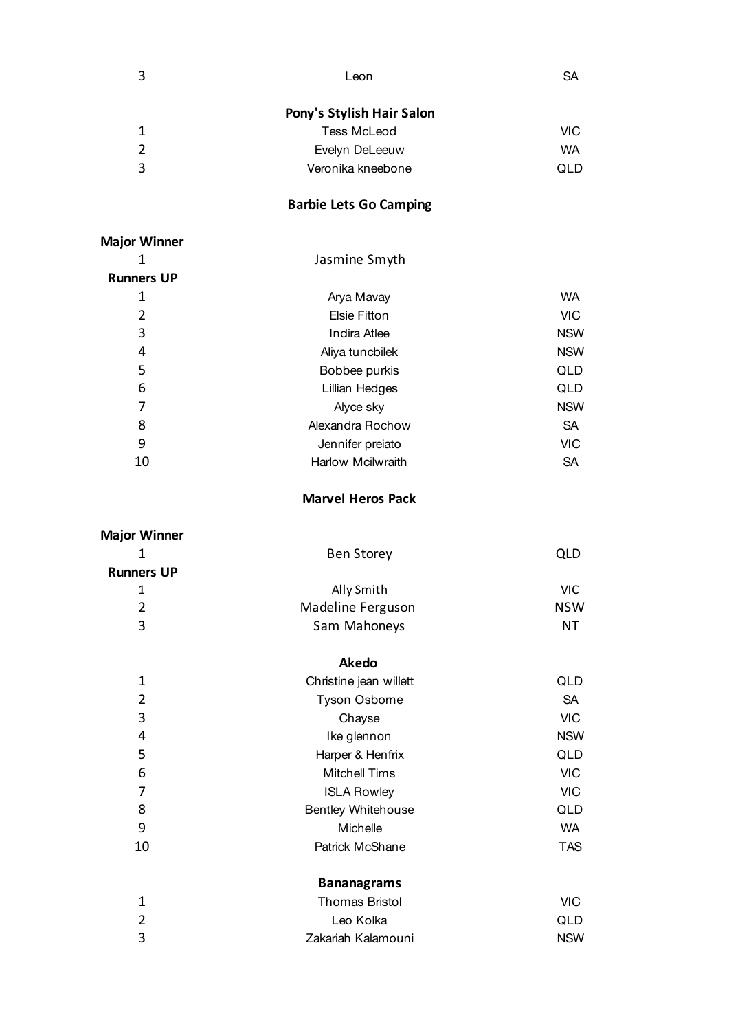| | | |
|---|---|---|
| 3 | Leon | SA |

**Pony's Stylish Hair Salon**

| | | |
|---|---|---|
| 1 | Tess McLeod | VIC |
| 2 | Evelyn DeLeeuw | WA |
| 3 | Veronika kneebone | QLD |

**Barbie Lets Go Camping**

**Major Winner**

| | | |
|---|---|---|
| 1 | Jasmine Smyth | |

**Runners UP**

| | | |
|---|---|---|
| 1 | Arya Mavay | WA |
| 2 | Elsie Fitton | VIC |
| 3 | Indira Atlee | NSW |
| 4 | Aliya tuncbilek | NSW |
| 5 | Bobbee purkis | QLD |
| 6 | Lillian Hedges | QLD |
| 7 | Alyce sky | NSW |
| 8 | Alexandra Rochow | SA |
| 9 | Jennifer preiato | VIC |
| 10 | Harlow Mcilwraith | SA |

**Marvel Heros Pack**

**Major Winner**

| | | |
|---|---|---|
| 1 | Ben Storey | QLD |

**Runners UP**

| | | |
|---|---|---|
| 1 | Ally Smith | VIC |
| 2 | Madeline Ferguson | NSW |
| 3 | Sam Mahoneys | NT |

**Akedo**

| | | |
|---|---|---|
| 1 | Christine jean willett | QLD |
| 2 | Tyson Osborne | SA |
| 3 | Chayse | VIC |
| 4 | Ike glennon | NSW |
| 5 | Harper & Henfrix | QLD |
| 6 | Mitchell Tims | VIC |
| 7 | ISLA Rowley | VIC |
| 8 | Bentley Whitehouse | QLD |
| 9 | Michelle | WA |
| 10 | Patrick McShane | TAS |

**Bananagrams**

| | | |
|---|---|---|
| 1 | Thomas Bristol | VIC |
| 2 | Leo Kolka | QLD |
| 3 | Zakariah Kalamouni | NSW |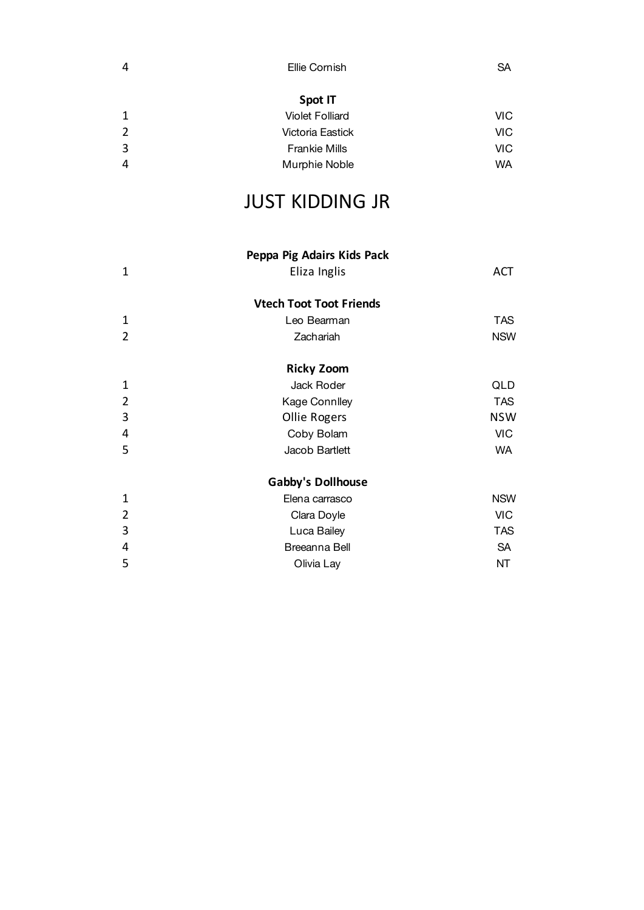| | | |
|---|---|---|
| 4 | Ellie Cornish | SA |

**Spot IT**

| | | |
|---|---|---|
| 1 | Violet Folliard | VIC |
| 2 | Victoria Eastick | VIC |
| 3 | Frankie Mills | VIC |
| 4 | Murphie Noble | WA |

# JUST KIDDING JR

**Peppa Pig Adairs Kids Pack**

| | | |
|---|---|---|
| 1 | Eliza Inglis | ACT |

**Vtech Toot Toot Friends**

| | | |
|---|---|---|
| 1 | Leo Bearman | TAS |
| 2 | Zachariah | NSW |

**Ricky Zoom**

| | | |
|---|---|---|
| 1 | Jack Roder | QLD |
| 2 | Kage Connlley | TAS |
| 3 | Ollie Rogers | NSW |
| 4 | Coby Bolam | VIC |
| 5 | Jacob Bartlett | WA |

**Gabby's Dollhouse**

| | | |
|---|---|---|
| 1 | Elena carrasco | NSW |
| 2 | Clara Doyle | VIC |
| 3 | Luca Bailey | TAS |
| 4 | Breeanna Bell | SA |
| 5 | Olivia Lay | NT |